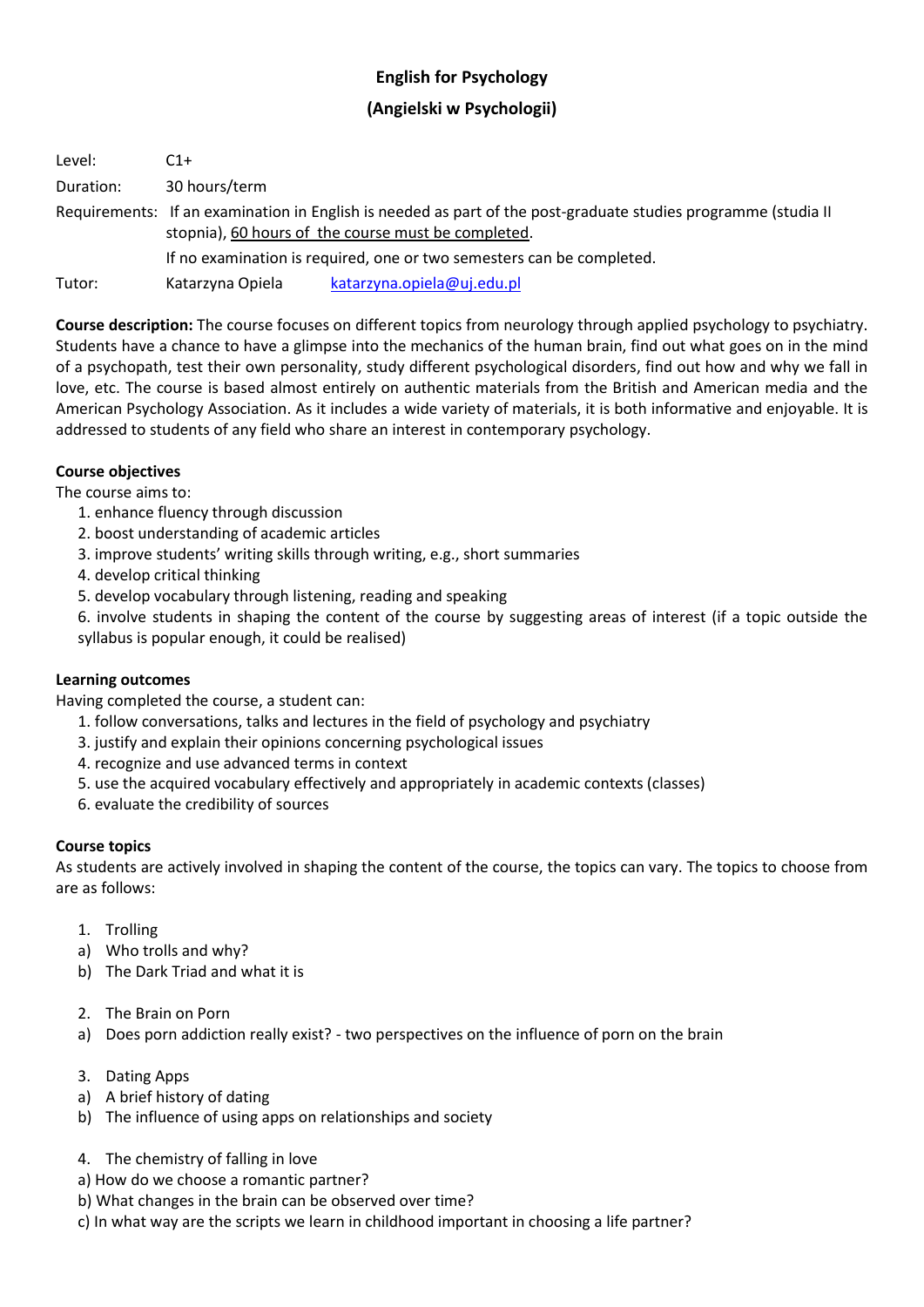# English for Psychology

## (Angielski w Psychologii)

Level: C1+

Duration: 30 hours/term

Requirements: If an examination in English is needed as part of the post-graduate studies programme (studia II stopnia), 60 hours of the course must be completed.

If no examination is required, one or two semesters can be completed.

Tutor: Katarzyna Opiela katarzyna.opiela@uj.edu.pl

**Course description:** The course focuses on different topics from neurology through applied psychology to psychiatry. Students have a chance to have a glimpse into the mechanics of the human brain, find out what goes on in the mind of a psychopath, test their own personality, study different psychological disorders, find out how and why we fall in love, etc. The course is based almost entirely on authentic materials from the British and American media and the American Psychology Association. As it includes a wide variety of materials, it is both informative and enjoyable. It is addressed to students of any field who share an interest in contemporary psychology.

**Course objectives**

The course aims to:

1. enhance fluency through discussion
2. boost understanding of academic articles
3. improve students' writing skills through writing, e.g., short summaries
4. develop critical thinking
5. develop vocabulary through listening, reading and speaking
6. involve students in shaping the content of the course by suggesting areas of interest (if a topic outside the syllabus is popular enough, it could be realised)

**Learning outcomes**

Having completed the course, a student can:

1. follow conversations, talks and lectures in the field of psychology and psychiatry
3. justify and explain their opinions concerning psychological issues
4. recognize and use advanced terms in context
5. use the acquired vocabulary effectively and appropriately in academic contexts (classes)
6. evaluate the credibility of sources

**Course topics**

As students are actively involved in shaping the content of the course, the topics can vary. The topics to choose from are as follows:

1. Trolling
   a) Who trolls and why?
   b) The Dark Triad and what it is

2. The Brain on Porn
   a) Does porn addiction really exist? - two perspectives on the influence of porn on the brain

3. Dating Apps
   a) A brief history of dating
   b) The influence of using apps on relationships and society

4. The chemistry of falling in love
   a) How do we choose a romantic partner?
   b) What changes in the brain can be observed over time?
   c) In what way are the scripts we learn in childhood important in choosing a life partner?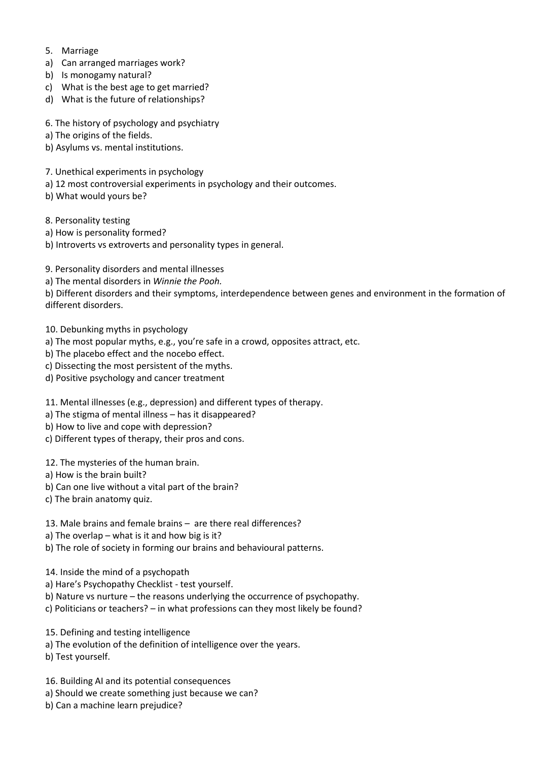5. Marriage
a) Can arranged marriages work?
b) Is monogamy natural?
c) What is the best age to get married?
d) What is the future of relationships?

6. The history of psychology and psychiatry
a) The origins of the fields.
b) Asylums vs. mental institutions.

7. Unethical experiments in psychology
a) 12 most controversial experiments in psychology and their outcomes.
b) What would yours be?

8. Personality testing
a) How is personality formed?
b) Introverts vs extroverts and personality types in general.

9. Personality disorders and mental illnesses
a) The mental disorders in *Winnie the Pooh.*
b) Different disorders and their symptoms, interdependence between genes and environment in the formation of different disorders.

10. Debunking myths in psychology
a) The most popular myths, e.g., you're safe in a crowd, opposites attract, etc.
b) The placebo effect and the nocebo effect.
c) Dissecting the most persistent of the myths.
d) Positive psychology and cancer treatment

11. Mental illnesses (e.g., depression) and different types of therapy.
a) The stigma of mental illness – has it disappeared?
b) How to live and cope with depression?
c) Different types of therapy, their pros and cons.

12. The mysteries of the human brain.
a) How is the brain built?
b) Can one live without a vital part of the brain?
c) The brain anatomy quiz.

13. Male brains and female brains – are there real differences?
a) The overlap – what is it and how big is it?
b) The role of society in forming our brains and behavioural patterns.

14. Inside the mind of a psychopath
a) Hare's Psychopathy Checklist - test yourself.
b) Nature vs nurture – the reasons underlying the occurrence of psychopathy.
c) Politicians or teachers? – in what professions can they most likely be found?

15. Defining and testing intelligence
a) The evolution of the definition of intelligence over the years.
b) Test yourself.

16. Building AI and its potential consequences
a) Should we create something just because we can?
b) Can a machine learn prejudice?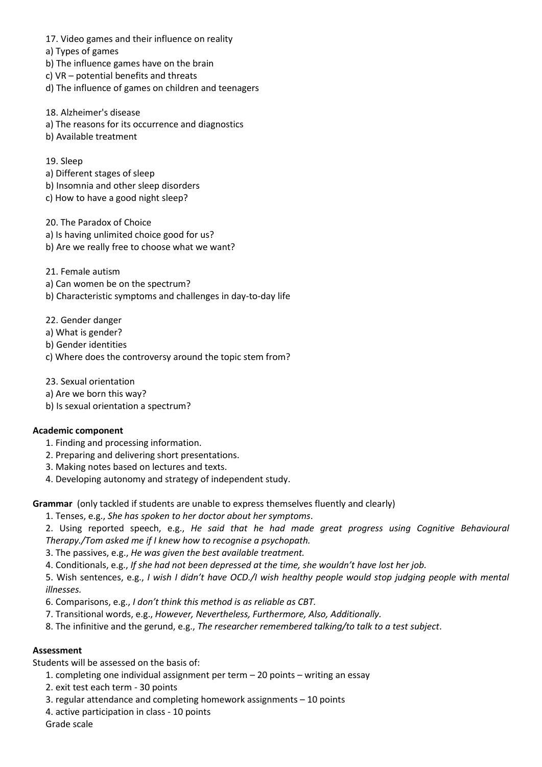17. Video games and their influence on reality
a) Types of games
b) The influence games have on the brain
c) VR – potential benefits and threats
d) The influence of games on children and teenagers

18. Alzheimer's disease
a) The reasons for its occurrence and diagnostics
b) Available treatment

19. Sleep
a) Different stages of sleep
b) Insomnia and other sleep disorders
c) How to have a good night sleep?

20. The Paradox of Choice
a) Is having unlimited choice good for us?
b) Are we really free to choose what we want?

21. Female autism
a) Can women be on the spectrum?
b) Characteristic symptoms and challenges in day-to-day life

22. Gender danger
a) What is gender?
b) Gender identities
c) Where does the controversy around the topic stem from?

23. Sexual orientation
a) Are we born this way?
b) Is sexual orientation a spectrum?

**Academic component**

1. Finding and processing information.
2. Preparing and delivering short presentations.
3. Making notes based on lectures and texts.
4. Developing autonomy and strategy of independent study.

**Grammar** (only tackled if students are unable to express themselves fluently and clearly)

1. Tenses, e.g., *She has spoken to her doctor about her symptoms*.
2. Using reported speech, e.g., *He said that he had made great progress using Cognitive Behavioural Therapy./Tom asked me if I knew how to recognise a psychopath.*
3. The passives, e.g., *He was given the best available treatment.*
4. Conditionals, e.g., *If she had not been depressed at the time, she wouldn't have lost her job.*
5. Wish sentences, e.g., *I wish I didn't have OCD./I wish healthy people would stop judging people with mental illnesses.*
6. Comparisons, e.g., *I don't think this method is as reliable as CBT.*
7. Transitional words, e.g., *However, Nevertheless, Furthermore, Also, Additionally.*
8. The infinitive and the gerund, e.g., *The researcher remembered talking/to talk to a test subject*.

**Assessment**

Students will be assessed on the basis of:

1. completing one individual assignment per term – 20 points – writing an essay
2. exit test each term - 30 points
3. regular attendance and completing homework assignments – 10 points
4. active participation in class - 10 points

Grade scale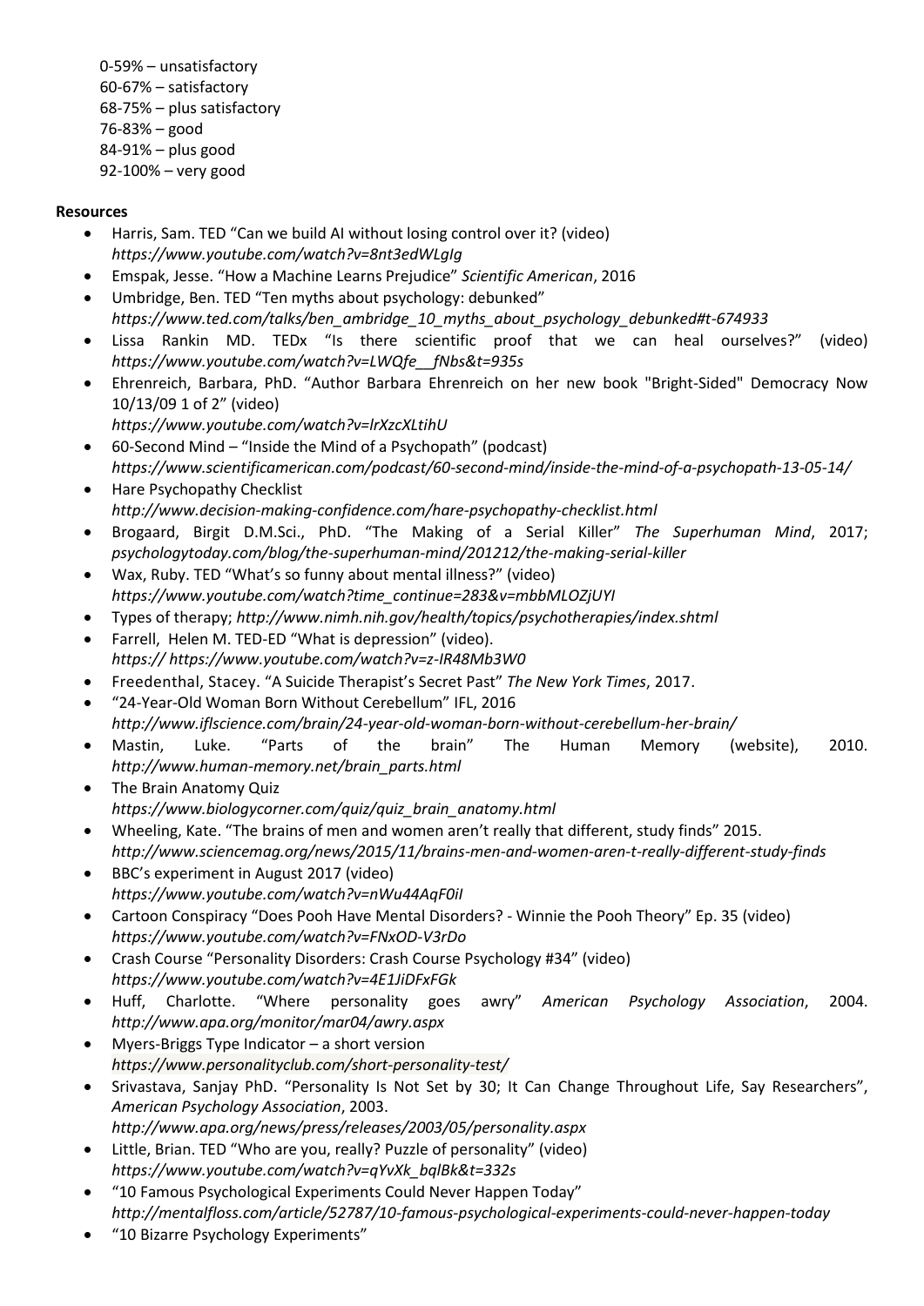0-59% – unsatisfactory
60-67% – satisfactory
68-75% – plus satisfactory
76-83% – good
84-91% – plus good
92-100% – very good

**Resources**

- Harris, Sam. TED "Can we build AI without losing control over it? (video)
  *https://www.youtube.com/watch?v=8nt3edWLgIg*
- Emspak, Jesse. "How a Machine Learns Prejudice" *Scientific American*, 2016
- Umbridge, Ben. TED "Ten myths about psychology: debunked"
  *https://www.ted.com/talks/ben_ambridge_10_myths_about_psychology_debunked#t-674933*
- Lissa Rankin MD. TEDx "Is there scientific proof that we can heal ourselves?" (video)
  *https://www.youtube.com/watch?v=LWQfe__fNbs&t=935s*
- Ehrenreich, Barbara, PhD. "Author Barbara Ehrenreich on her new book "Bright-Sided" Democracy Now 10/13/09 1 of 2" (video)
  *https://www.youtube.com/watch?v=lrXzcXLtihU*
- 60-Second Mind – "Inside the Mind of a Psychopath" (podcast)
  *https://www.scientificamerican.com/podcast/60-second-mind/inside-the-mind-of-a-psychopath-13-05-14/*
- Hare Psychopathy Checklist
  *http://www.decision-making-confidence.com/hare-psychopathy-checklist.html*
- Brogaard, Birgit D.M.Sci., PhD. "The Making of a Serial Killer" *The Superhuman Mind*, 2017; *psychologytoday.com/blog/the-superhuman-mind/201212/the-making-serial-killer*
- Wax, Ruby. TED "What's so funny about mental illness?" (video)
  *https://www.youtube.com/watch?time_continue=283&v=mbbMLOZjUYI*
- Types of therapy; *http://www.nimh.nih.gov/health/topics/psychotherapies/index.shtml*
- Farrell, Helen M. TED-ED "What is depression" (video).
  *https:// https://www.youtube.com/watch?v=z-IR48Mb3W0*
- Freedenthal, Stacey. "A Suicide Therapist's Secret Past" *The New York Times*, 2017.
- "24-Year-Old Woman Born Without Cerebellum" IFL, 2016
  *http://www.iflscience.com/brain/24-year-old-woman-born-without-cerebellum-her-brain/*
- Mastin, Luke. "Parts of the brain" The Human Memory (website), 2010. *http://www.human-memory.net/brain_parts.html*
- The Brain Anatomy Quiz
  *https://www.biologycorner.com/quiz/quiz_brain_anatomy.html*
- Wheeling, Kate. "The brains of men and women aren't really that different, study finds" 2015.
  *http://www.sciencemag.org/news/2015/11/brains-men-and-women-aren-t-really-different-study-finds*
- BBC's experiment in August 2017 (video)
  *https://www.youtube.com/watch?v=nWu44AqF0iI*
- Cartoon Conspiracy "Does Pooh Have Mental Disorders? - Winnie the Pooh Theory" Ep. 35 (video)
  *https://www.youtube.com/watch?v=FNxOD-V3rDo*
- Crash Course "Personality Disorders: Crash Course Psychology #34" (video)
  *https://www.youtube.com/watch?v=4E1JiDFxFGk*
- Huff, Charlotte. "Where personality goes awry" *American Psychology Association*, 2004. *http://www.apa.org/monitor/mar04/awry.aspx*
- Myers-Briggs Type Indicator – a short version
  *https://www.personalityclub.com/short-personality-test/*
- Srivastava, Sanjay PhD. "Personality Is Not Set by 30; It Can Change Throughout Life, Say Researchers", *American Psychology Association*, 2003.
  *http://www.apa.org/news/press/releases/2003/05/personality.aspx*
- Little, Brian. TED "Who are you, really? Puzzle of personality" (video)
  *https://www.youtube.com/watch?v=qYvXk_bqlBk&t=332s*
- "10 Famous Psychological Experiments Could Never Happen Today"
  *http://mentalfloss.com/article/52787/10-famous-psychological-experiments-could-never-happen-today*
- "10 Bizarre Psychology Experiments"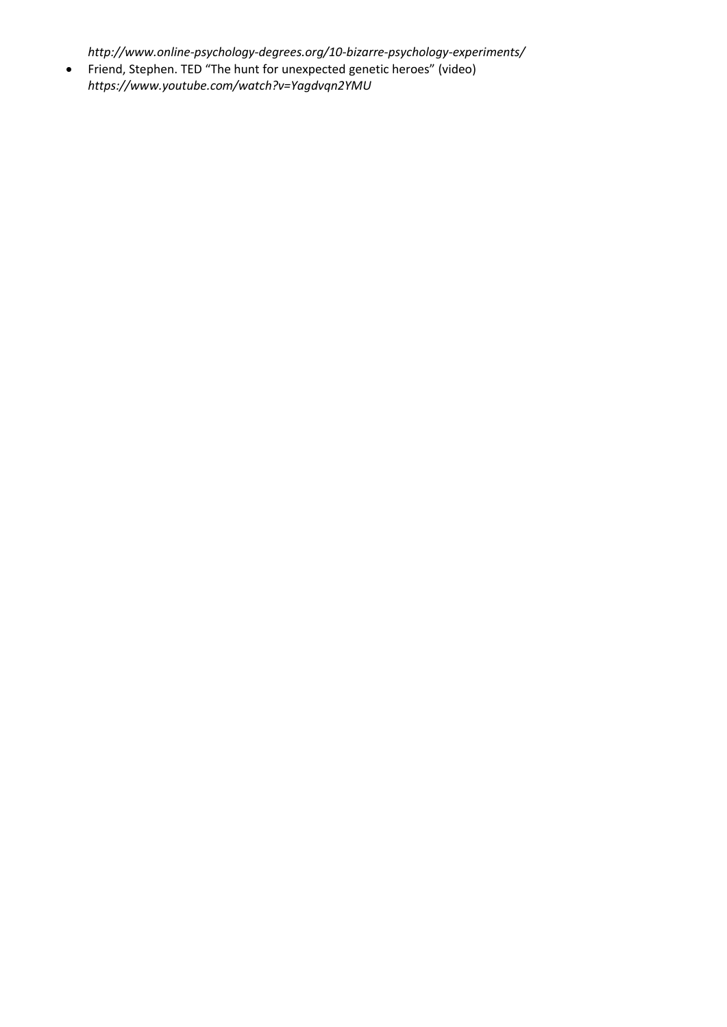*http://www.online-psychology-degrees.org/10-bizarre-psychology-experiments/*

- Friend, Stephen. TED "The hunt for unexpected genetic heroes" (video) *https://www.youtube.com/watch?v=Yagdvqn2YMU*